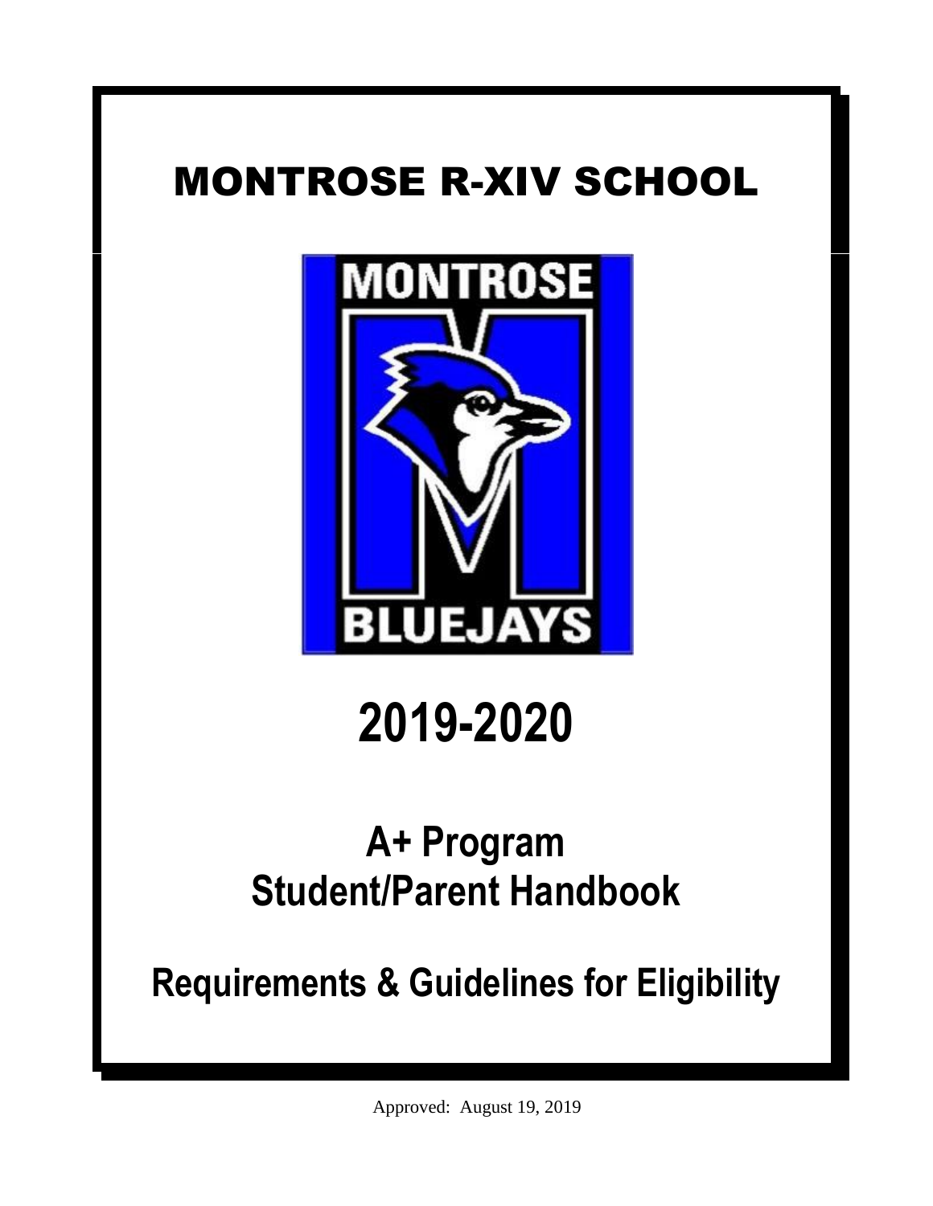# MONTROSE R-XIV SCHOOL

# 2019-2020

## A+ Program
## Student/Parent Handbook

## Requirements & Guidelines for Eligibility

Approved: August 19, 2019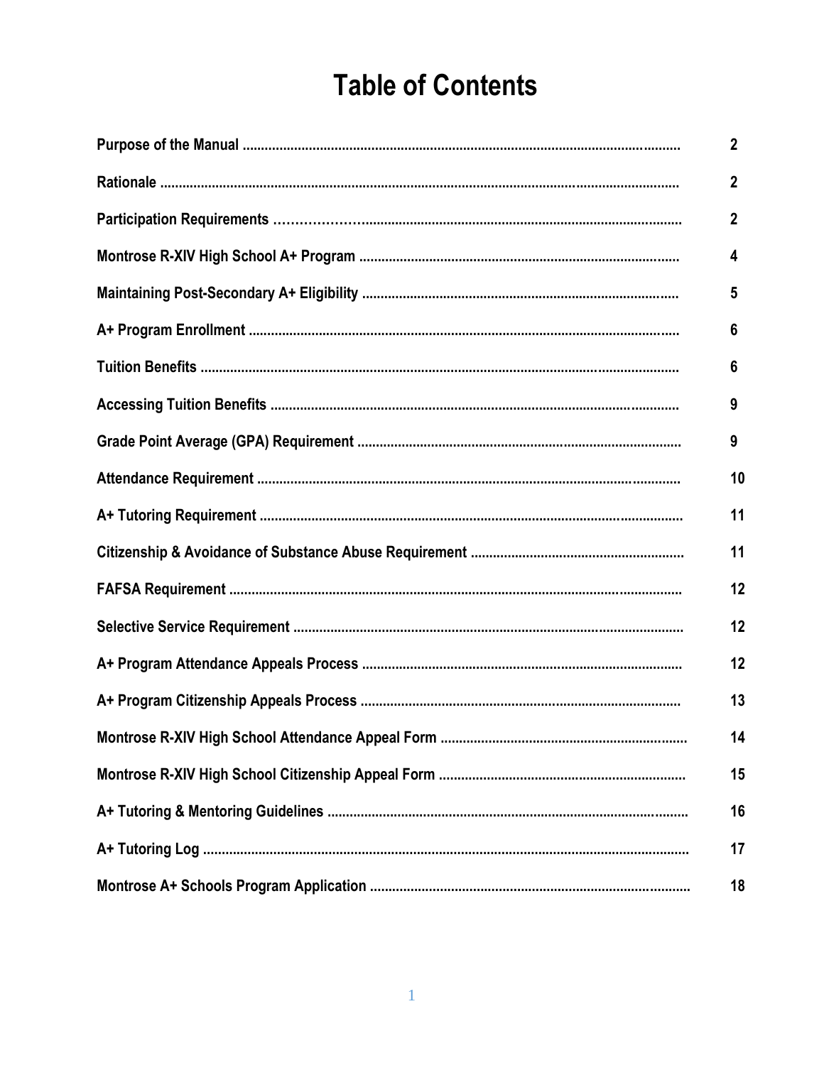# Table of Contents

| Section | Page |
|---|---|
| Purpose of the Manual | 2 |
| Rationale | 2 |
| Participation Requirements | 2 |
| Montrose R-XIV High School A+ Program | 4 |
| Maintaining Post-Secondary A+ Eligibility | 5 |
| A+ Program Enrollment | 6 |
| Tuition Benefits | 6 |
| Accessing Tuition Benefits | 9 |
| Grade Point Average (GPA) Requirement | 9 |
| Attendance Requirement | 10 |
| A+ Tutoring Requirement | 11 |
| Citizenship & Avoidance of Substance Abuse Requirement | 11 |
| FAFSA Requirement | 12 |
| Selective Service Requirement | 12 |
| A+ Program Attendance Appeals Process | 12 |
| A+ Program Citizenship Appeals Process | 13 |
| Montrose R-XIV High School Attendance Appeal Form | 14 |
| Montrose R-XIV High School Citizenship Appeal Form | 15 |
| A+ Tutoring & Mentoring Guidelines | 16 |
| A+ Tutoring Log | 17 |
| Montrose A+ Schools Program Application | 18 |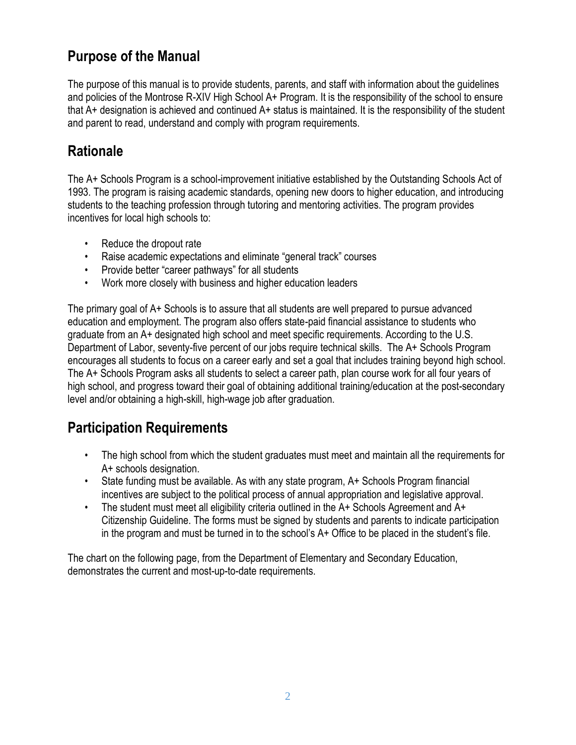## Purpose of the Manual

The purpose of this manual is to provide students, parents, and staff with information about the guidelines and policies of the Montrose R-XIV High School A+ Program. It is the responsibility of the school to ensure that A+ designation is achieved and continued A+ status is maintained. It is the responsibility of the student and parent to read, understand and comply with program requirements.

## Rationale

The A+ Schools Program is a school-improvement initiative established by the Outstanding Schools Act of 1993. The program is raising academic standards, opening new doors to higher education, and introducing students to the teaching profession through tutoring and mentoring activities. The program provides incentives for local high schools to:

- Reduce the dropout rate
- Raise academic expectations and eliminate "general track" courses
- Provide better "career pathways" for all students
- Work more closely with business and higher education leaders

The primary goal of A+ Schools is to assure that all students are well prepared to pursue advanced education and employment. The program also offers state-paid financial assistance to students who graduate from an A+ designated high school and meet specific requirements. According to the U.S. Department of Labor, seventy-five percent of our jobs require technical skills. The A+ Schools Program encourages all students to focus on a career early and set a goal that includes training beyond high school. The A+ Schools Program asks all students to select a career path, plan course work for all four years of high school, and progress toward their goal of obtaining additional training/education at the post-secondary level and/or obtaining a high-skill, high-wage job after graduation.

## Participation Requirements

- The high school from which the student graduates must meet and maintain all the requirements for A+ schools designation.
- State funding must be available. As with any state program, A+ Schools Program financial incentives are subject to the political process of annual appropriation and legislative approval.
- The student must meet all eligibility criteria outlined in the A+ Schools Agreement and A+ Citizenship Guideline. The forms must be signed by students and parents to indicate participation in the program and must be turned in to the school's A+ Office to be placed in the student's file.

The chart on the following page, from the Department of Elementary and Secondary Education, demonstrates the current and most-up-to-date requirements.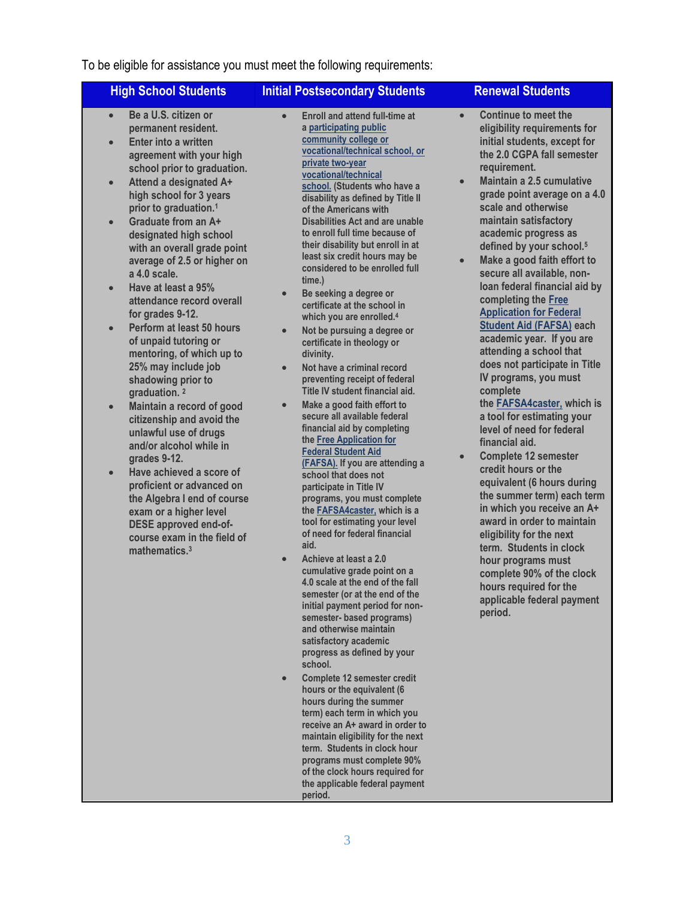To be eligible for assistance you must meet the following requirements:

| High School Students | Initial Postsecondary Students | Renewal Students |
| --- | --- | --- |
| • Be a U.S. citizen or permanent resident.<br>• Enter into a written agreement with your high school prior to graduation.<br>• Attend a designated A+ high school for 3 years prior to graduation.[1]<br>• Graduate from an A+ designated high school with an overall grade point average of 2.5 or higher on a 4.0 scale.<br>• Have at least a 95% attendance record overall for grades 9-12.<br>• Perform at least 50 hours of unpaid tutoring or mentoring, of which up to 25% may include job shadowing prior to graduation.[2]<br>• Maintain a record of good citizenship and avoid the unlawful use of drugs and/or alcohol while in grades 9-12.<br>• Have achieved a score of proficient or advanced on the Algebra I end of course exam or a higher level DESE approved end-of-course exam in the field of mathematics.[3] | • Enroll and attend full-time at a participating public community college or vocational/technical school, or private two-year vocational/technical school. (Students who have a disability as defined by Title II of the Americans with Disabilities Act and are unable to enroll full time because of their disability but enroll in at least six credit hours may be considered to be enrolled full time.)<br>• Be seeking a degree or certificate at the school in which you are enrolled.[4]<br>• Not be pursuing a degree or certificate in theology or divinity.<br>• Not have a criminal record preventing receipt of federal Title IV student financial aid.<br>• Make a good faith effort to secure all available federal financial aid by completing the Free Application for Federal Student Aid (FAFSA). If you are attending a school that does not participate in Title IV programs, you must complete the FAFSA4caster, which is a tool for estimating your level of need for federal financial aid.<br>• Achieve at least a 2.0 cumulative grade point on a 4.0 scale at the end of the fall semester (or at the end of the initial payment period for non-semester- based programs) and otherwise maintain satisfactory academic progress as defined by your school.<br>• Complete 12 semester credit hours or the equivalent (6 hours during the summer term) each term in which you receive an A+ award in order to maintain eligibility for the next term. Students in clock hour programs must complete 90% of the clock hours required for the applicable federal payment period. | • Continue to meet the eligibility requirements for initial students, except for the 2.0 CGPA fall semester requirement.<br>• Maintain a 2.5 cumulative grade point average on a 4.0 scale and otherwise maintain satisfactory academic progress as defined by your school.[5]<br>• Make a good faith effort to secure all available, non-loan federal financial aid by completing the Free Application for Federal Student Aid (FAFSA) each academic year. If you are attending a school that does not participate in Title IV programs, you must complete the FAFSA4caster, which is a tool for estimating your level of need for federal financial aid.<br>• Complete 12 semester credit hours or the equivalent (6 hours during the summer term) each term in which you receive an A+ award in order to maintain eligibility for the next term. Students in clock hour programs must complete 90% of the clock hours required for the applicable federal payment period. |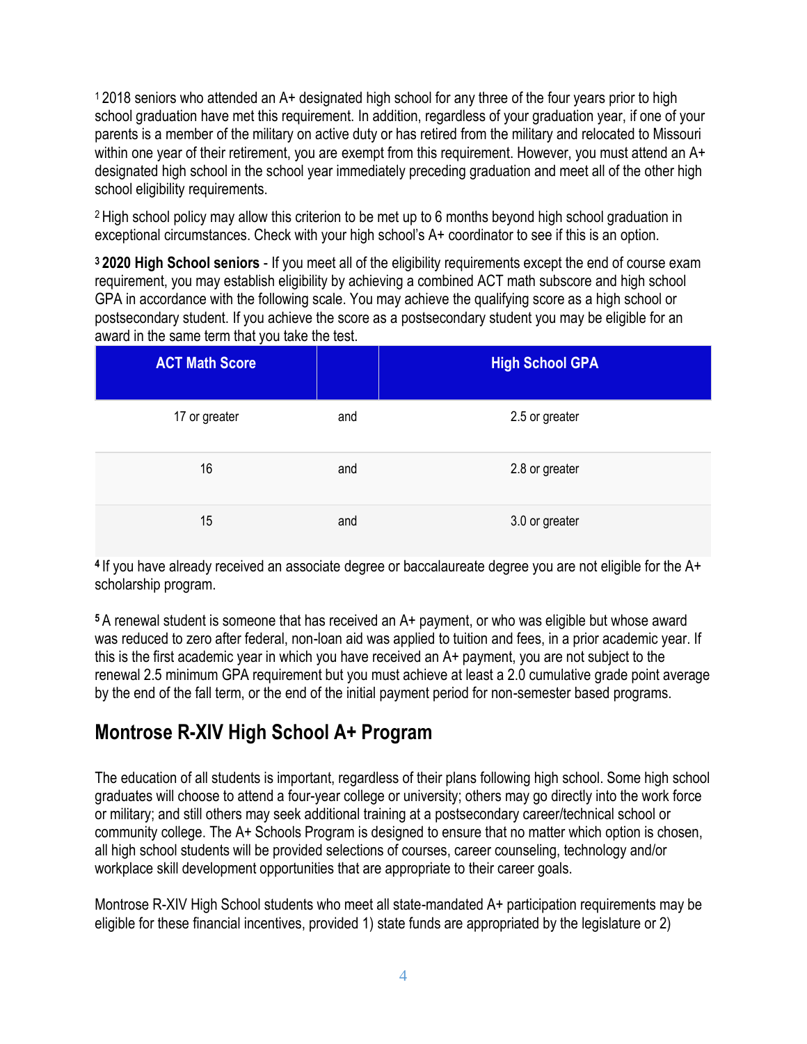[1] 2018 seniors who attended an A+ designated high school for any three of the four years prior to high school graduation have met this requirement. In addition, regardless of your graduation year, if one of your parents is a member of the military on active duty or has retired from the military and relocated to Missouri within one year of their retirement, you are exempt from this requirement. However, you must attend an A+ designated high school in the school year immediately preceding graduation and meet all of the other high school eligibility requirements.

[2] High school policy may allow this criterion to be met up to 6 months beyond high school graduation in exceptional circumstances. Check with your high school's A+ coordinator to see if this is an option.

**[3] 2020 High School seniors** - If you meet all of the eligibility requirements except the end of course exam requirement, you may establish eligibility by achieving a combined ACT math subscore and high school GPA in accordance with the following scale. You may achieve the qualifying score as a high school or postsecondary student. If you achieve the score as a postsecondary student you may be eligible for an award in the same term that you take the test.

| ACT Math Score | | High School GPA |
|---|---|---|
| 17 or greater | and | 2.5 or greater |
| 16 | and | 2.8 or greater |
| 15 | and | 3.0 or greater |

**[4]** If you have already received an associate degree or baccalaureate degree you are not eligible for the A+ scholarship program.

**[5]** A renewal student is someone that has received an A+ payment, or who was eligible but whose award was reduced to zero after federal, non-loan aid was applied to tuition and fees, in a prior academic year. If this is the first academic year in which you have received an A+ payment, you are not subject to the renewal 2.5 minimum GPA requirement but you must achieve at least a 2.0 cumulative grade point average by the end of the fall term, or the end of the initial payment period for non-semester based programs.

## Montrose R-XIV High School A+ Program

The education of all students is important, regardless of their plans following high school. Some high school graduates will choose to attend a four-year college or university; others may go directly into the work force or military; and still others may seek additional training at a postsecondary career/technical school or community college. The A+ Schools Program is designed to ensure that no matter which option is chosen, all high school students will be provided selections of courses, career counseling, technology and/or workplace skill development opportunities that are appropriate to their career goals.

Montrose R-XIV High School students who meet all state-mandated A+ participation requirements may be eligible for these financial incentives, provided 1) state funds are appropriated by the legislature or 2)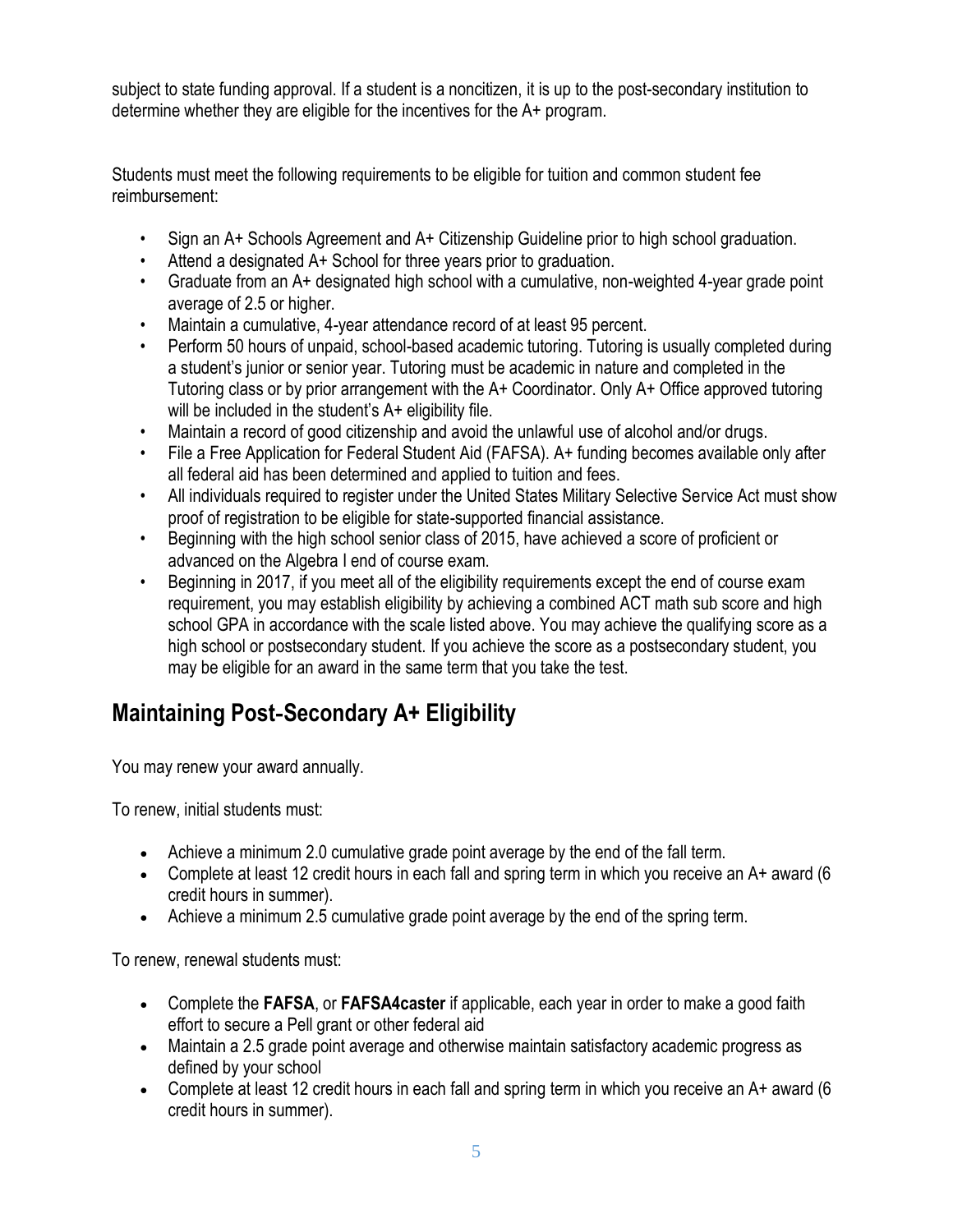subject to state funding approval. If a student is a noncitizen, it is up to the post-secondary institution to determine whether they are eligible for the incentives for the A+ program.

Students must meet the following requirements to be eligible for tuition and common student fee reimbursement:

- Sign an A+ Schools Agreement and A+ Citizenship Guideline prior to high school graduation.
- Attend a designated A+ School for three years prior to graduation.
- Graduate from an A+ designated high school with a cumulative, non-weighted 4-year grade point average of 2.5 or higher.
- Maintain a cumulative, 4-year attendance record of at least 95 percent.
- Perform 50 hours of unpaid, school-based academic tutoring. Tutoring is usually completed during a student's junior or senior year. Tutoring must be academic in nature and completed in the Tutoring class or by prior arrangement with the A+ Coordinator. Only A+ Office approved tutoring will be included in the student's A+ eligibility file.
- Maintain a record of good citizenship and avoid the unlawful use of alcohol and/or drugs.
- File a Free Application for Federal Student Aid (FAFSA). A+ funding becomes available only after all federal aid has been determined and applied to tuition and fees.
- All individuals required to register under the United States Military Selective Service Act must show proof of registration to be eligible for state-supported financial assistance.
- Beginning with the high school senior class of 2015, have achieved a score of proficient or advanced on the Algebra I end of course exam.
- Beginning in 2017, if you meet all of the eligibility requirements except the end of course exam requirement, you may establish eligibility by achieving a combined ACT math sub score and high school GPA in accordance with the scale listed above. You may achieve the qualifying score as a high school or postsecondary student. If you achieve the score as a postsecondary student, you may be eligible for an award in the same term that you take the test.

## Maintaining Post-Secondary A+ Eligibility

You may renew your award annually.

To renew, initial students must:

- Achieve a minimum 2.0 cumulative grade point average by the end of the fall term.
- Complete at least 12 credit hours in each fall and spring term in which you receive an A+ award (6 credit hours in summer).
- Achieve a minimum 2.5 cumulative grade point average by the end of the spring term.

To renew, renewal students must:

- Complete the **FAFSA**, or **FAFSA4caster** if applicable, each year in order to make a good faith effort to secure a Pell grant or other federal aid
- Maintain a 2.5 grade point average and otherwise maintain satisfactory academic progress as defined by your school
- Complete at least 12 credit hours in each fall and spring term in which you receive an A+ award (6 credit hours in summer).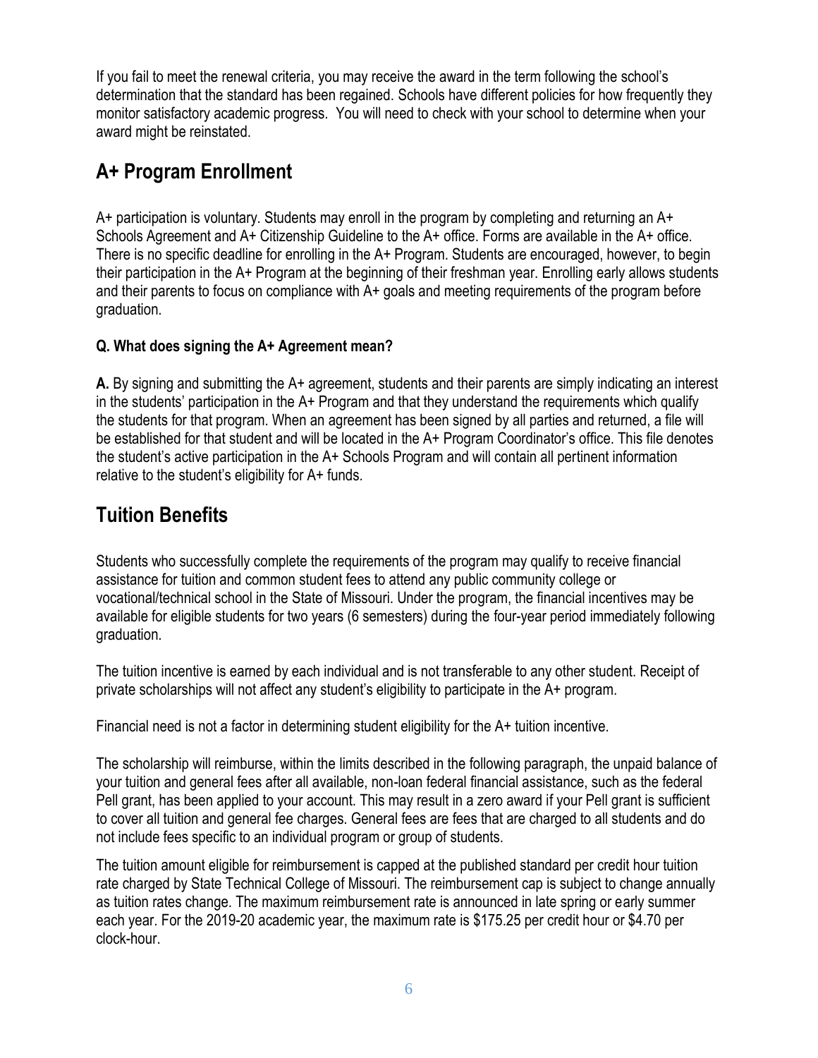If you fail to meet the renewal criteria, you may receive the award in the term following the school's determination that the standard has been regained. Schools have different policies for how frequently they monitor satisfactory academic progress. You will need to check with your school to determine when your award might be reinstated.

## A+ Program Enrollment

A+ participation is voluntary. Students may enroll in the program by completing and returning an A+ Schools Agreement and A+ Citizenship Guideline to the A+ office. Forms are available in the A+ office. There is no specific deadline for enrolling in the A+ Program. Students are encouraged, however, to begin their participation in the A+ Program at the beginning of their freshman year. Enrolling early allows students and their parents to focus on compliance with A+ goals and meeting requirements of the program before graduation.

**Q. What does signing the A+ Agreement mean?**

**A.** By signing and submitting the A+ agreement, students and their parents are simply indicating an interest in the students' participation in the A+ Program and that they understand the requirements which qualify the students for that program. When an agreement has been signed by all parties and returned, a file will be established for that student and will be located in the A+ Program Coordinator's office. This file denotes the student's active participation in the A+ Schools Program and will contain all pertinent information relative to the student's eligibility for A+ funds.

## Tuition Benefits

Students who successfully complete the requirements of the program may qualify to receive financial assistance for tuition and common student fees to attend any public community college or vocational/technical school in the State of Missouri. Under the program, the financial incentives may be available for eligible students for two years (6 semesters) during the four-year period immediately following graduation.

The tuition incentive is earned by each individual and is not transferable to any other student. Receipt of private scholarships will not affect any student's eligibility to participate in the A+ program.

Financial need is not a factor in determining student eligibility for the A+ tuition incentive.

The scholarship will reimburse, within the limits described in the following paragraph, the unpaid balance of your tuition and general fees after all available, non-loan federal financial assistance, such as the federal Pell grant, has been applied to your account. This may result in a zero award if your Pell grant is sufficient to cover all tuition and general fee charges. General fees are fees that are charged to all students and do not include fees specific to an individual program or group of students.

The tuition amount eligible for reimbursement is capped at the published standard per credit hour tuition rate charged by State Technical College of Missouri. The reimbursement cap is subject to change annually as tuition rates change. The maximum reimbursement rate is announced in late spring or early summer each year. For the 2019-20 academic year, the maximum rate is $175.25 per credit hour or $4.70 per clock-hour.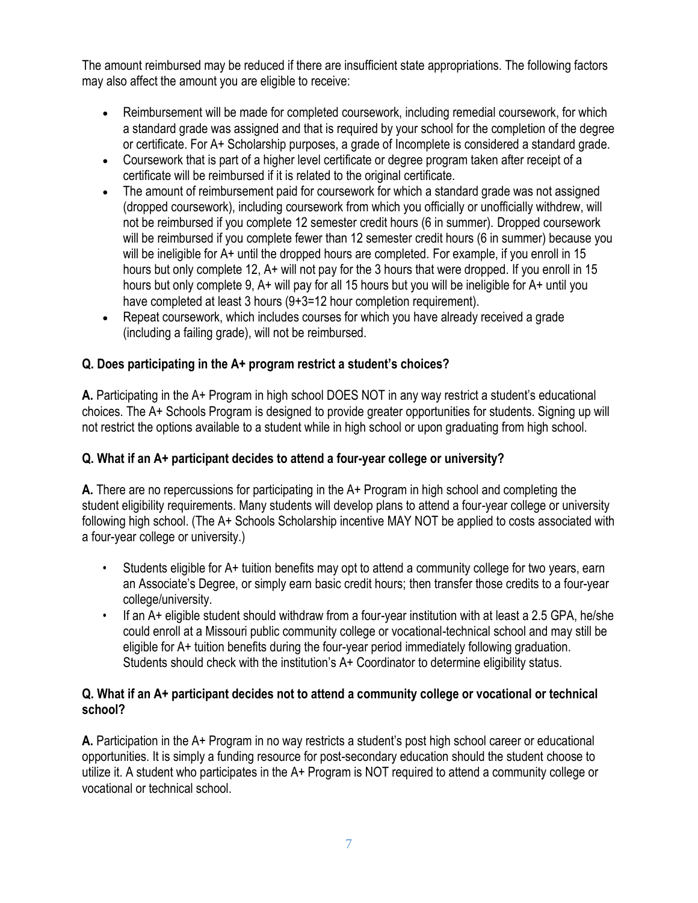The amount reimbursed may be reduced if there are insufficient state appropriations. The following factors may also affect the amount you are eligible to receive:

- Reimbursement will be made for completed coursework, including remedial coursework, for which a standard grade was assigned and that is required by your school for the completion of the degree or certificate. For A+ Scholarship purposes, a grade of Incomplete is considered a standard grade.
- Coursework that is part of a higher level certificate or degree program taken after receipt of a certificate will be reimbursed if it is related to the original certificate.
- The amount of reimbursement paid for coursework for which a standard grade was not assigned (dropped coursework), including coursework from which you officially or unofficially withdrew, will not be reimbursed if you complete 12 semester credit hours (6 in summer). Dropped coursework will be reimbursed if you complete fewer than 12 semester credit hours (6 in summer) because you will be ineligible for A+ until the dropped hours are completed. For example, if you enroll in 15 hours but only complete 12, A+ will not pay for the 3 hours that were dropped. If you enroll in 15 hours but only complete 9, A+ will pay for all 15 hours but you will be ineligible for A+ until you have completed at least 3 hours (9+3=12 hour completion requirement).
- Repeat coursework, which includes courses for which you have already received a grade (including a failing grade), will not be reimbursed.

**Q. Does participating in the A+ program restrict a student's choices?**

**A.** Participating in the A+ Program in high school DOES NOT in any way restrict a student's educational choices. The A+ Schools Program is designed to provide greater opportunities for students. Signing up will not restrict the options available to a student while in high school or upon graduating from high school.

**Q. What if an A+ participant decides to attend a four-year college or university?**

**A.** There are no repercussions for participating in the A+ Program in high school and completing the student eligibility requirements. Many students will develop plans to attend a four-year college or university following high school. (The A+ Schools Scholarship incentive MAY NOT be applied to costs associated with a four-year college or university.)

- Students eligible for A+ tuition benefits may opt to attend a community college for two years, earn an Associate's Degree, or simply earn basic credit hours; then transfer those credits to a four-year college/university.
- If an A+ eligible student should withdraw from a four-year institution with at least a 2.5 GPA, he/she could enroll at a Missouri public community college or vocational-technical school and may still be eligible for A+ tuition benefits during the four-year period immediately following graduation. Students should check with the institution's A+ Coordinator to determine eligibility status.

**Q. What if an A+ participant decides not to attend a community college or vocational or technical school?**

**A.** Participation in the A+ Program in no way restricts a student's post high school career or educational opportunities. It is simply a funding resource for post-secondary education should the student choose to utilize it. A student who participates in the A+ Program is NOT required to attend a community college or vocational or technical school.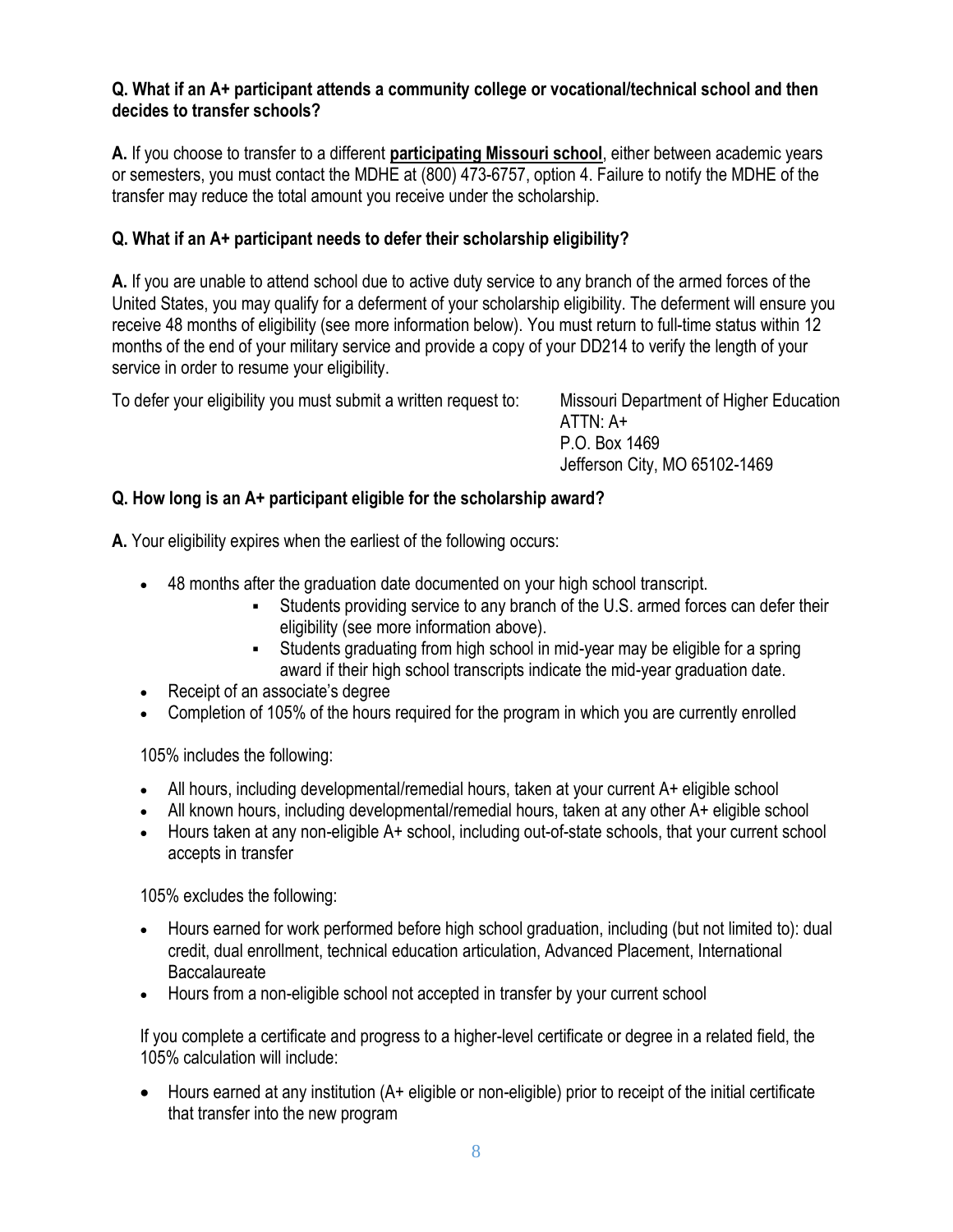**Q. What if an A+ participant attends a community college or vocational/technical school and then decides to transfer schools?**

**A.** If you choose to transfer to a different **participating Missouri school**, either between academic years or semesters, you must contact the MDHE at (800) 473-6757, option 4. Failure to notify the MDHE of the transfer may reduce the total amount you receive under the scholarship.

**Q. What if an A+ participant needs to defer their scholarship eligibility?**

**A.** If you are unable to attend school due to active duty service to any branch of the armed forces of the United States, you may qualify for a deferment of your scholarship eligibility. The deferment will ensure you receive 48 months of eligibility (see more information below). You must return to full-time status within 12 months of the end of your military service and provide a copy of your DD214 to verify the length of your service in order to resume your eligibility.

To defer your eligibility you must submit a written request to:

Missouri Department of Higher Education
ATTN: A+
P.O. Box 1469
Jefferson City, MO 65102-1469

**Q. How long is an A+ participant eligible for the scholarship award?**

**A.** Your eligibility expires when the earliest of the following occurs:

- 48 months after the graduation date documented on your high school transcript.
  - Students providing service to any branch of the U.S. armed forces can defer their eligibility (see more information above).
  - Students graduating from high school in mid-year may be eligible for a spring award if their high school transcripts indicate the mid-year graduation date.
- Receipt of an associate's degree
- Completion of 105% of the hours required for the program in which you are currently enrolled

105% includes the following:

- All hours, including developmental/remedial hours, taken at your current A+ eligible school
- All known hours, including developmental/remedial hours, taken at any other A+ eligible school
- Hours taken at any non-eligible A+ school, including out-of-state schools, that your current school accepts in transfer

105% excludes the following:

- Hours earned for work performed before high school graduation, including (but not limited to): dual credit, dual enrollment, technical education articulation, Advanced Placement, International Baccalaureate
- Hours from a non-eligible school not accepted in transfer by your current school

If you complete a certificate and progress to a higher-level certificate or degree in a related field, the 105% calculation will include:

- Hours earned at any institution (A+ eligible or non-eligible) prior to receipt of the initial certificate that transfer into the new program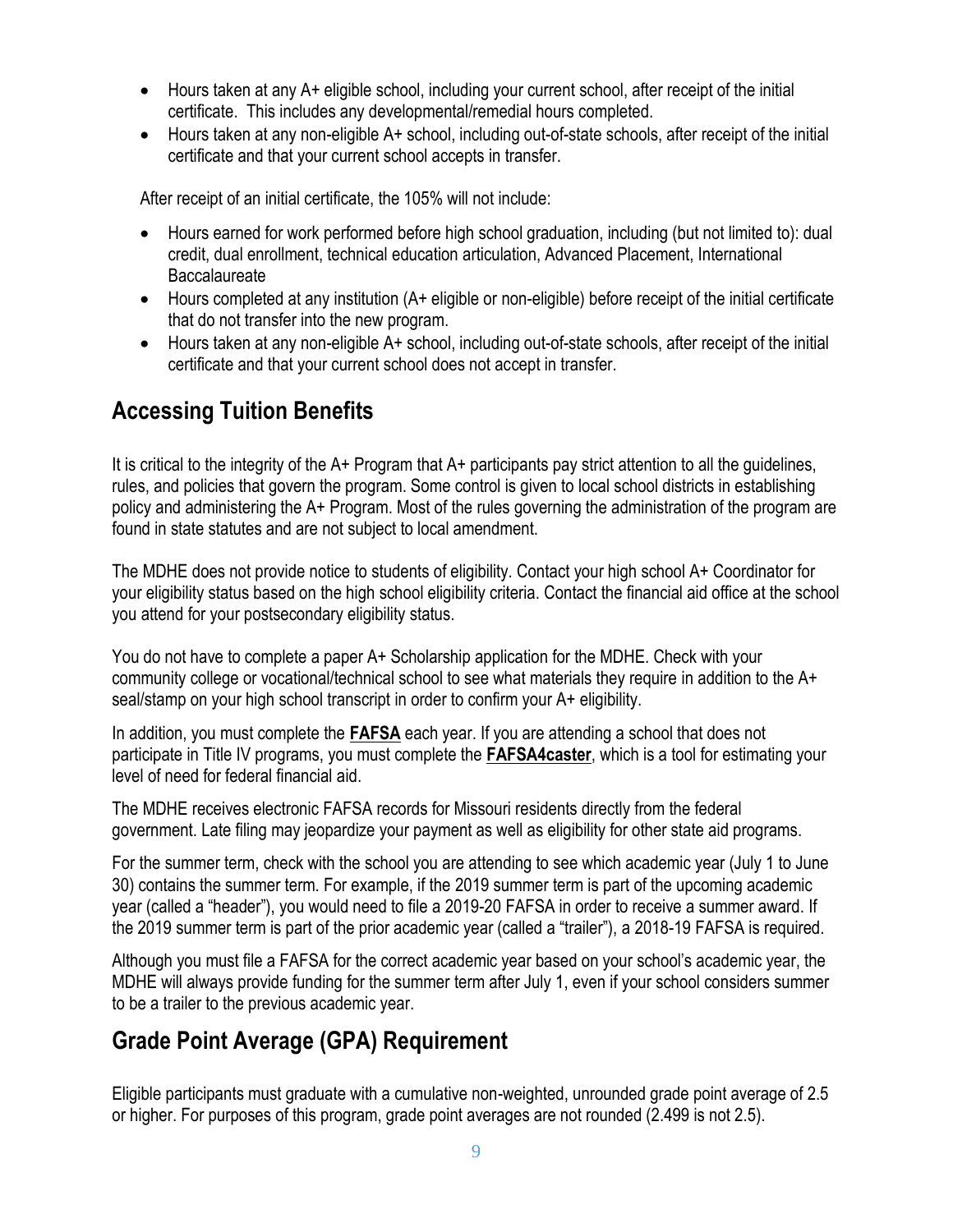- Hours taken at any A+ eligible school, including your current school, after receipt of the initial certificate. This includes any developmental/remedial hours completed.
- Hours taken at any non-eligible A+ school, including out-of-state schools, after receipt of the initial certificate and that your current school accepts in transfer.

After receipt of an initial certificate, the 105% will not include:

- Hours earned for work performed before high school graduation, including (but not limited to): dual credit, dual enrollment, technical education articulation, Advanced Placement, International Baccalaureate
- Hours completed at any institution (A+ eligible or non-eligible) before receipt of the initial certificate that do not transfer into the new program.
- Hours taken at any non-eligible A+ school, including out-of-state schools, after receipt of the initial certificate and that your current school does not accept in transfer.

## Accessing Tuition Benefits

It is critical to the integrity of the A+ Program that A+ participants pay strict attention to all the guidelines, rules, and policies that govern the program. Some control is given to local school districts in establishing policy and administering the A+ Program. Most of the rules governing the administration of the program are found in state statutes and are not subject to local amendment.

The MDHE does not provide notice to students of eligibility. Contact your high school A+ Coordinator for your eligibility status based on the high school eligibility criteria. Contact the financial aid office at the school you attend for your postsecondary eligibility status.

You do not have to complete a paper A+ Scholarship application for the MDHE. Check with your community college or vocational/technical school to see what materials they require in addition to the A+ seal/stamp on your high school transcript in order to confirm your A+ eligibility.

In addition, you must complete the **FAFSA** each year. If you are attending a school that does not participate in Title IV programs, you must complete the **FAFSA4caster**, which is a tool for estimating your level of need for federal financial aid.

The MDHE receives electronic FAFSA records for Missouri residents directly from the federal government. Late filing may jeopardize your payment as well as eligibility for other state aid programs.

For the summer term, check with the school you are attending to see which academic year (July 1 to June 30) contains the summer term. For example, if the 2019 summer term is part of the upcoming academic year (called a "header"), you would need to file a 2019-20 FAFSA in order to receive a summer award. If the 2019 summer term is part of the prior academic year (called a "trailer"), a 2018-19 FAFSA is required.

Although you must file a FAFSA for the correct academic year based on your school's academic year, the MDHE will always provide funding for the summer term after July 1, even if your school considers summer to be a trailer to the previous academic year.

## Grade Point Average (GPA) Requirement

Eligible participants must graduate with a cumulative non-weighted, unrounded grade point average of 2.5 or higher. For purposes of this program, grade point averages are not rounded (2.499 is not 2.5).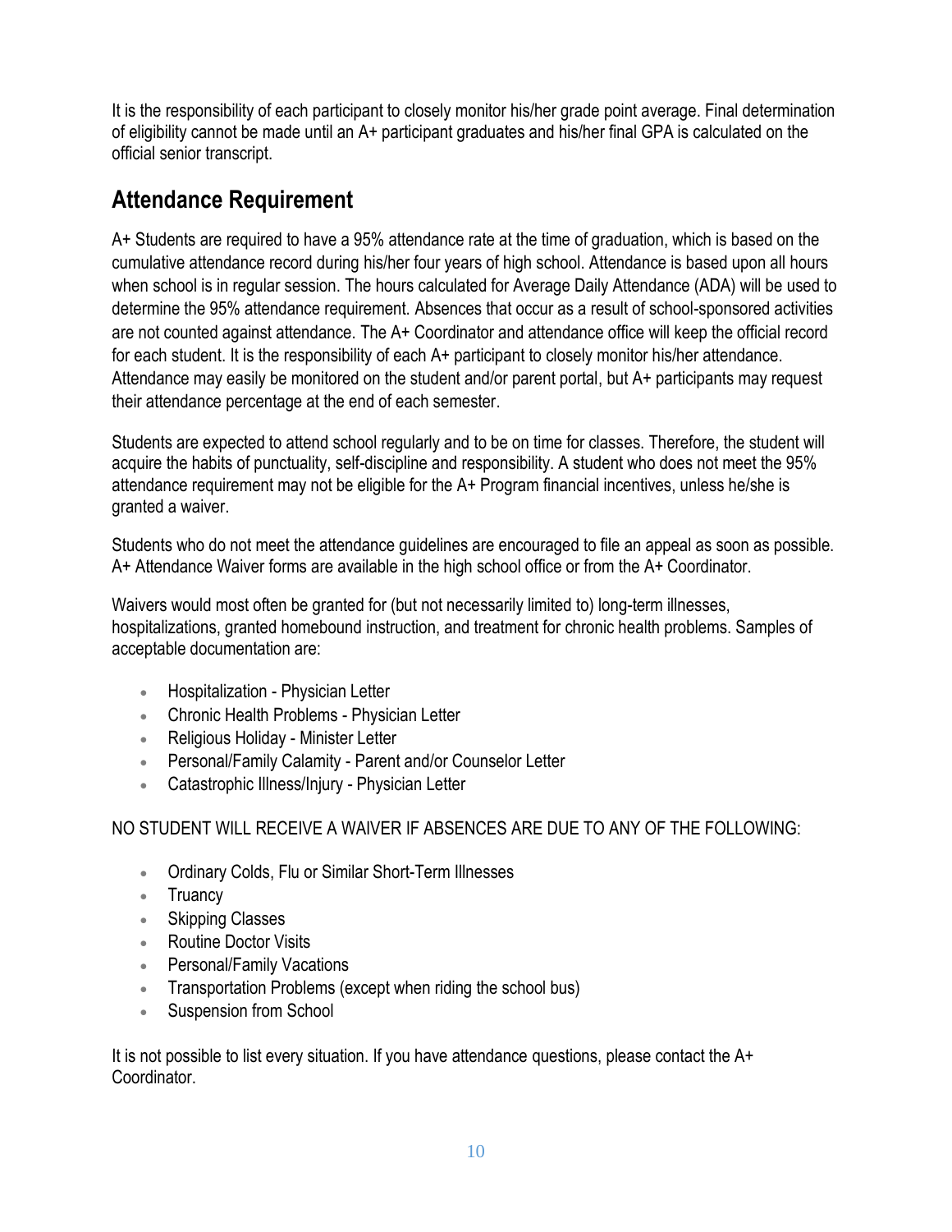It is the responsibility of each participant to closely monitor his/her grade point average. Final determination of eligibility cannot be made until an A+ participant graduates and his/her final GPA is calculated on the official senior transcript.

## Attendance Requirement

A+ Students are required to have a 95% attendance rate at the time of graduation, which is based on the cumulative attendance record during his/her four years of high school. Attendance is based upon all hours when school is in regular session. The hours calculated for Average Daily Attendance (ADA) will be used to determine the 95% attendance requirement. Absences that occur as a result of school-sponsored activities are not counted against attendance. The A+ Coordinator and attendance office will keep the official record for each student. It is the responsibility of each A+ participant to closely monitor his/her attendance. Attendance may easily be monitored on the student and/or parent portal, but A+ participants may request their attendance percentage at the end of each semester.

Students are expected to attend school regularly and to be on time for classes. Therefore, the student will acquire the habits of punctuality, self-discipline and responsibility. A student who does not meet the 95% attendance requirement may not be eligible for the A+ Program financial incentives, unless he/she is granted a waiver.

Students who do not meet the attendance guidelines are encouraged to file an appeal as soon as possible. A+ Attendance Waiver forms are available in the high school office or from the A+ Coordinator.

Waivers would most often be granted for (but not necessarily limited to) long-term illnesses, hospitalizations, granted homebound instruction, and treatment for chronic health problems. Samples of acceptable documentation are:

- Hospitalization - Physician Letter
- Chronic Health Problems - Physician Letter
- Religious Holiday - Minister Letter
- Personal/Family Calamity - Parent and/or Counselor Letter
- Catastrophic Illness/Injury - Physician Letter

NO STUDENT WILL RECEIVE A WAIVER IF ABSENCES ARE DUE TO ANY OF THE FOLLOWING:

- Ordinary Colds, Flu or Similar Short-Term Illnesses
- Truancy
- Skipping Classes
- Routine Doctor Visits
- Personal/Family Vacations
- Transportation Problems (except when riding the school bus)
- Suspension from School

It is not possible to list every situation. If you have attendance questions, please contact the A+ Coordinator.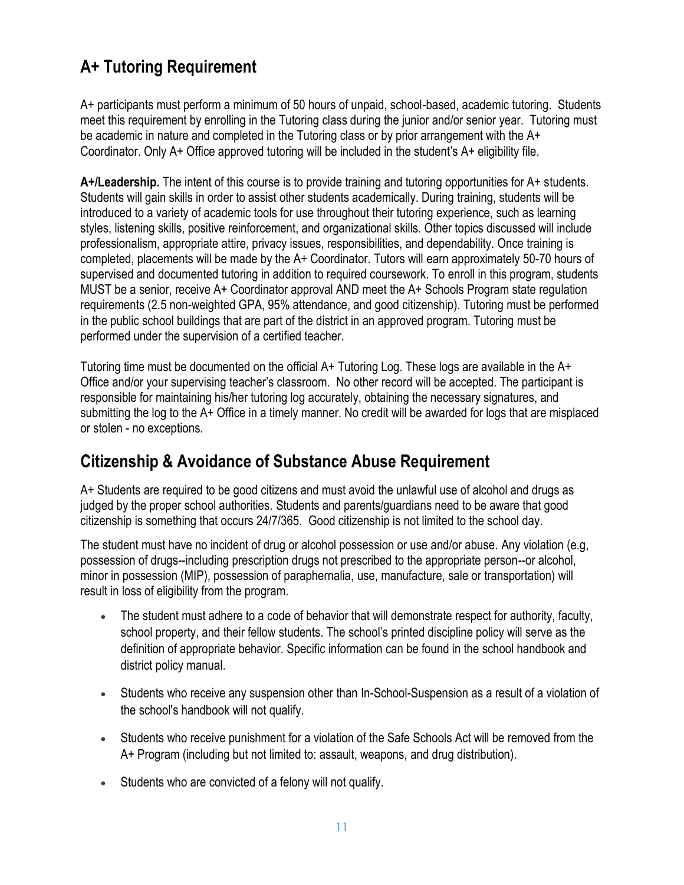## A+ Tutoring Requirement

A+ participants must perform a minimum of 50 hours of unpaid, school-based, academic tutoring. Students meet this requirement by enrolling in the Tutoring class during the junior and/or senior year. Tutoring must be academic in nature and completed in the Tutoring class or by prior arrangement with the A+ Coordinator. Only A+ Office approved tutoring will be included in the student's A+ eligibility file.

**A+/Leadership.** The intent of this course is to provide training and tutoring opportunities for A+ students. Students will gain skills in order to assist other students academically. During training, students will be introduced to a variety of academic tools for use throughout their tutoring experience, such as learning styles, listening skills, positive reinforcement, and organizational skills. Other topics discussed will include professionalism, appropriate attire, privacy issues, responsibilities, and dependability. Once training is completed, placements will be made by the A+ Coordinator. Tutors will earn approximately 50-70 hours of supervised and documented tutoring in addition to required coursework. To enroll in this program, students MUST be a senior, receive A+ Coordinator approval AND meet the A+ Schools Program state regulation requirements (2.5 non-weighted GPA, 95% attendance, and good citizenship). Tutoring must be performed in the public school buildings that are part of the district in an approved program. Tutoring must be performed under the supervision of a certified teacher.

Tutoring time must be documented on the official A+ Tutoring Log. These logs are available in the A+ Office and/or your supervising teacher's classroom. No other record will be accepted. The participant is responsible for maintaining his/her tutoring log accurately, obtaining the necessary signatures, and submitting the log to the A+ Office in a timely manner. No credit will be awarded for logs that are misplaced or stolen - no exceptions.

## Citizenship & Avoidance of Substance Abuse Requirement

A+ Students are required to be good citizens and must avoid the unlawful use of alcohol and drugs as judged by the proper school authorities. Students and parents/guardians need to be aware that good citizenship is something that occurs 24/7/365. Good citizenship is not limited to the school day.

The student must have no incident of drug or alcohol possession or use and/or abuse. Any violation (e.g, possession of drugs--including prescription drugs not prescribed to the appropriate person--or alcohol, minor in possession (MIP), possession of paraphernalia, use, manufacture, sale or transportation) will result in loss of eligibility from the program.

- The student must adhere to a code of behavior that will demonstrate respect for authority, faculty, school property, and their fellow students. The school's printed discipline policy will serve as the definition of appropriate behavior. Specific information can be found in the school handbook and district policy manual.
- Students who receive any suspension other than In-School-Suspension as a result of a violation of the school's handbook will not qualify.
- Students who receive punishment for a violation of the Safe Schools Act will be removed from the A+ Program (including but not limited to: assault, weapons, and drug distribution).
- Students who are convicted of a felony will not qualify.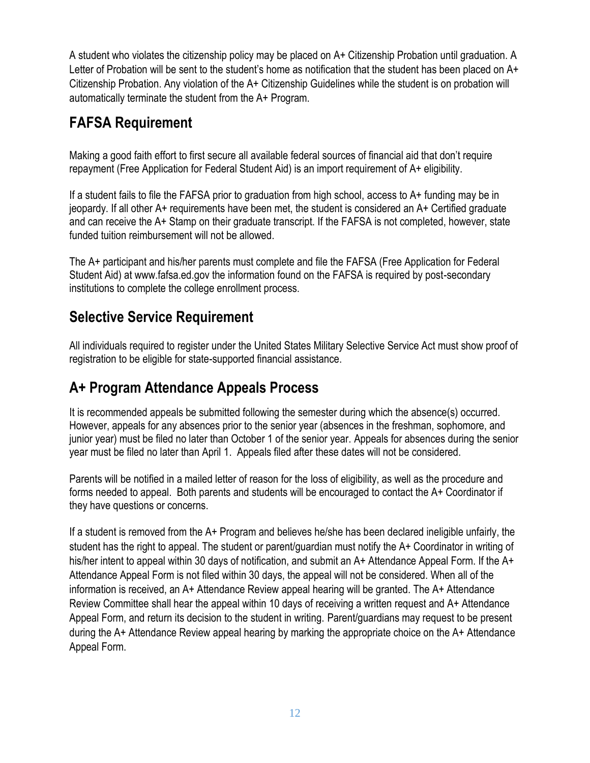A student who violates the citizenship policy may be placed on A+ Citizenship Probation until graduation. A Letter of Probation will be sent to the student's home as notification that the student has been placed on A+ Citizenship Probation. Any violation of the A+ Citizenship Guidelines while the student is on probation will automatically terminate the student from the A+ Program.

## FAFSA Requirement

Making a good faith effort to first secure all available federal sources of financial aid that don't require repayment (Free Application for Federal Student Aid) is an import requirement of A+ eligibility.

If a student fails to file the FAFSA prior to graduation from high school, access to A+ funding may be in jeopardy. If all other A+ requirements have been met, the student is considered an A+ Certified graduate and can receive the A+ Stamp on their graduate transcript. If the FAFSA is not completed, however, state funded tuition reimbursement will not be allowed.

The A+ participant and his/her parents must complete and file the FAFSA (Free Application for Federal Student Aid) at www.fafsa.ed.gov the information found on the FAFSA is required by post-secondary institutions to complete the college enrollment process.

## Selective Service Requirement

All individuals required to register under the United States Military Selective Service Act must show proof of registration to be eligible for state-supported financial assistance.

## A+ Program Attendance Appeals Process

It is recommended appeals be submitted following the semester during which the absence(s) occurred. However, appeals for any absences prior to the senior year (absences in the freshman, sophomore, and junior year) must be filed no later than October 1 of the senior year. Appeals for absences during the senior year must be filed no later than April 1. Appeals filed after these dates will not be considered.

Parents will be notified in a mailed letter of reason for the loss of eligibility, as well as the procedure and forms needed to appeal. Both parents and students will be encouraged to contact the A+ Coordinator if they have questions or concerns.

If a student is removed from the A+ Program and believes he/she has been declared ineligible unfairly, the student has the right to appeal. The student or parent/guardian must notify the A+ Coordinator in writing of his/her intent to appeal within 30 days of notification, and submit an A+ Attendance Appeal Form. If the A+ Attendance Appeal Form is not filed within 30 days, the appeal will not be considered. When all of the information is received, an A+ Attendance Review appeal hearing will be granted. The A+ Attendance Review Committee shall hear the appeal within 10 days of receiving a written request and A+ Attendance Appeal Form, and return its decision to the student in writing. Parent/guardians may request to be present during the A+ Attendance Review appeal hearing by marking the appropriate choice on the A+ Attendance Appeal Form.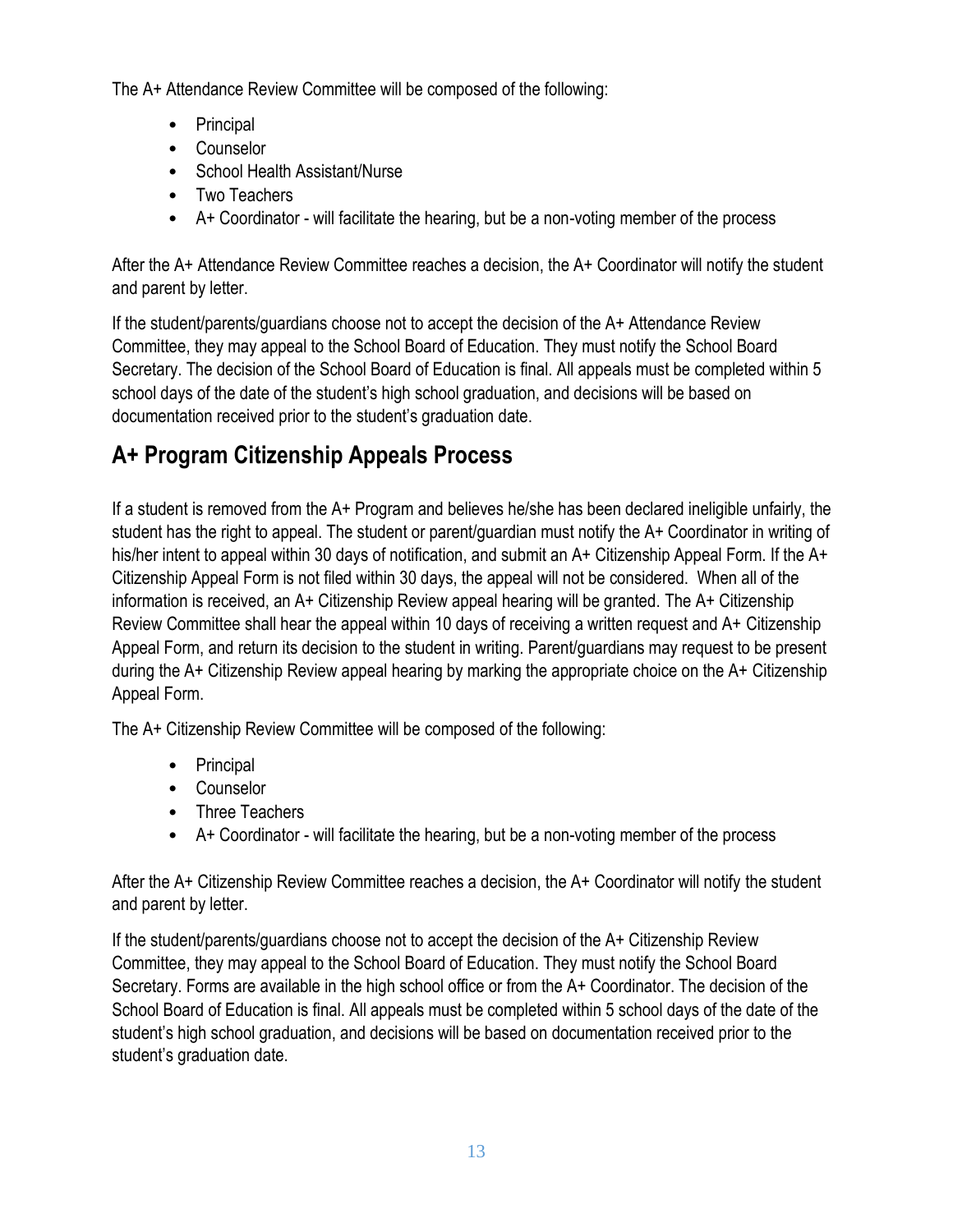The A+ Attendance Review Committee will be composed of the following:

- Principal
- Counselor
- School Health Assistant/Nurse
- Two Teachers
- A+ Coordinator - will facilitate the hearing, but be a non-voting member of the process

After the A+ Attendance Review Committee reaches a decision, the A+ Coordinator will notify the student and parent by letter.

If the student/parents/guardians choose not to accept the decision of the A+ Attendance Review Committee, they may appeal to the School Board of Education. They must notify the School Board Secretary. The decision of the School Board of Education is final. All appeals must be completed within 5 school days of the date of the student's high school graduation, and decisions will be based on documentation received prior to the student's graduation date.

## A+ Program Citizenship Appeals Process

If a student is removed from the A+ Program and believes he/she has been declared ineligible unfairly, the student has the right to appeal. The student or parent/guardian must notify the A+ Coordinator in writing of his/her intent to appeal within 30 days of notification, and submit an A+ Citizenship Appeal Form. If the A+ Citizenship Appeal Form is not filed within 30 days, the appeal will not be considered. When all of the information is received, an A+ Citizenship Review appeal hearing will be granted. The A+ Citizenship Review Committee shall hear the appeal within 10 days of receiving a written request and A+ Citizenship Appeal Form, and return its decision to the student in writing. Parent/guardians may request to be present during the A+ Citizenship Review appeal hearing by marking the appropriate choice on the A+ Citizenship Appeal Form.

The A+ Citizenship Review Committee will be composed of the following:

- Principal
- Counselor
- Three Teachers
- A+ Coordinator - will facilitate the hearing, but be a non-voting member of the process

After the A+ Citizenship Review Committee reaches a decision, the A+ Coordinator will notify the student and parent by letter.

If the student/parents/guardians choose not to accept the decision of the A+ Citizenship Review Committee, they may appeal to the School Board of Education. They must notify the School Board Secretary. Forms are available in the high school office or from the A+ Coordinator. The decision of the School Board of Education is final. All appeals must be completed within 5 school days of the date of the student's high school graduation, and decisions will be based on documentation received prior to the student's graduation date.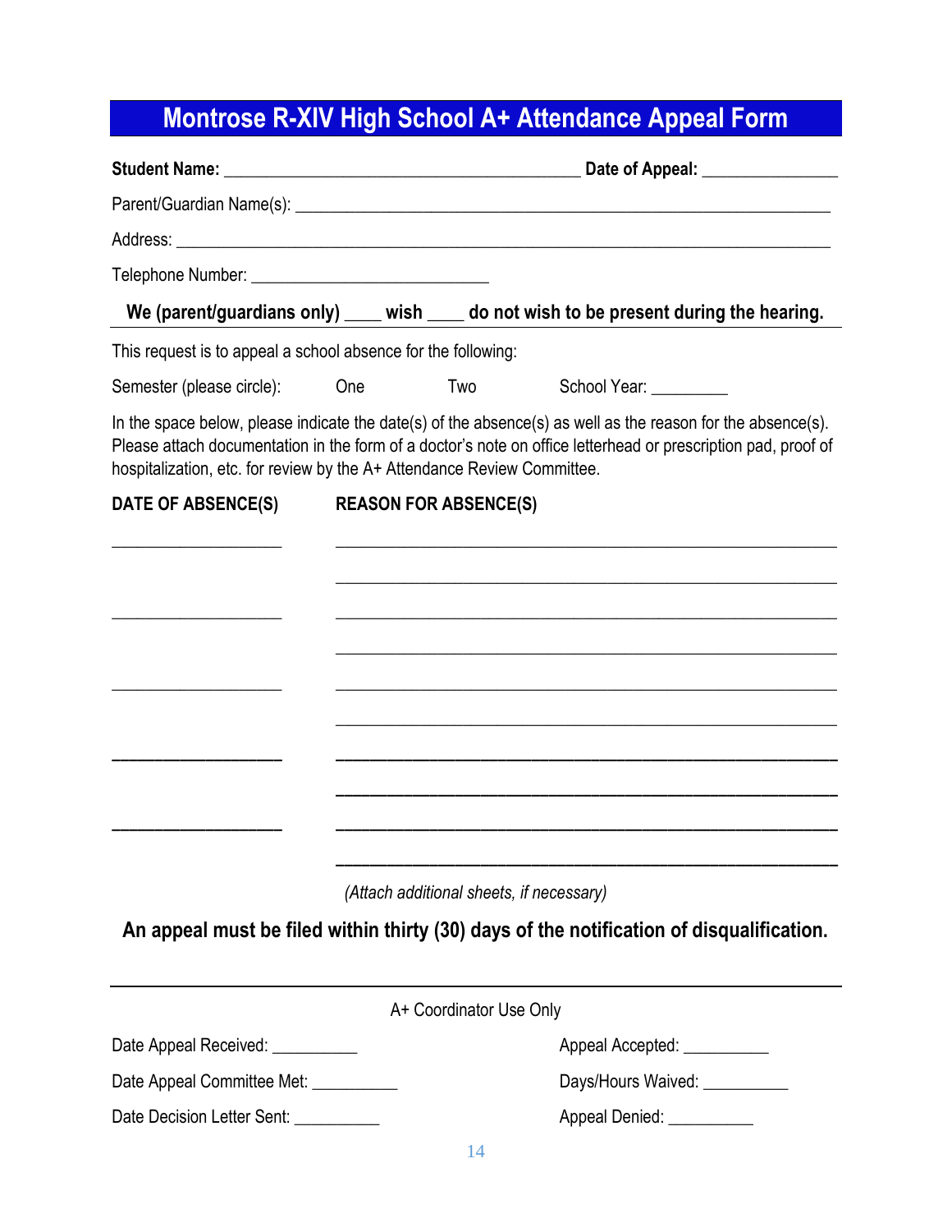# Montrose R-XIV High School A+ Attendance Appeal Form

**Student Name:** ________________________________________ **Date of Appeal:** _______________

Parent/Guardian Name(s): ____________________________________________________________

Address: ________________________________________________________________________

Telephone Number: ___________________________

**We (parent/guardians only) ____ wish ____ do not wish to be present during the hearing.**

This request is to appeal a school absence for the following:

Semester (please circle): One Two School Year: _________

In the space below, please indicate the date(s) of the absence(s) as well as the reason for the absence(s). Please attach documentation in the form of a doctor's note on office letterhead or prescription pad, proof of hospitalization, etc. for review by the A+ Attendance Review Committee.

**DATE OF ABSENCE(S)** **REASON FOR ABSENCE(S)**

___________________ ________________________________________________________

________________________________________________________

___________________ ________________________________________________________

________________________________________________________

___________________ ________________________________________________________

________________________________________________________

___________________ ________________________________________________________

________________________________________________________

___________________ ________________________________________________________

________________________________________________________

*(Attach additional sheets, if necessary)*

**An appeal must be filed within thirty (30) days of the notification of disqualification.**

---

A+ Coordinator Use Only

Date Appeal Received: __________ Appeal Accepted: __________

Date Appeal Committee Met: __________ Days/Hours Waived: __________

Date Decision Letter Sent: __________ Appeal Denied: __________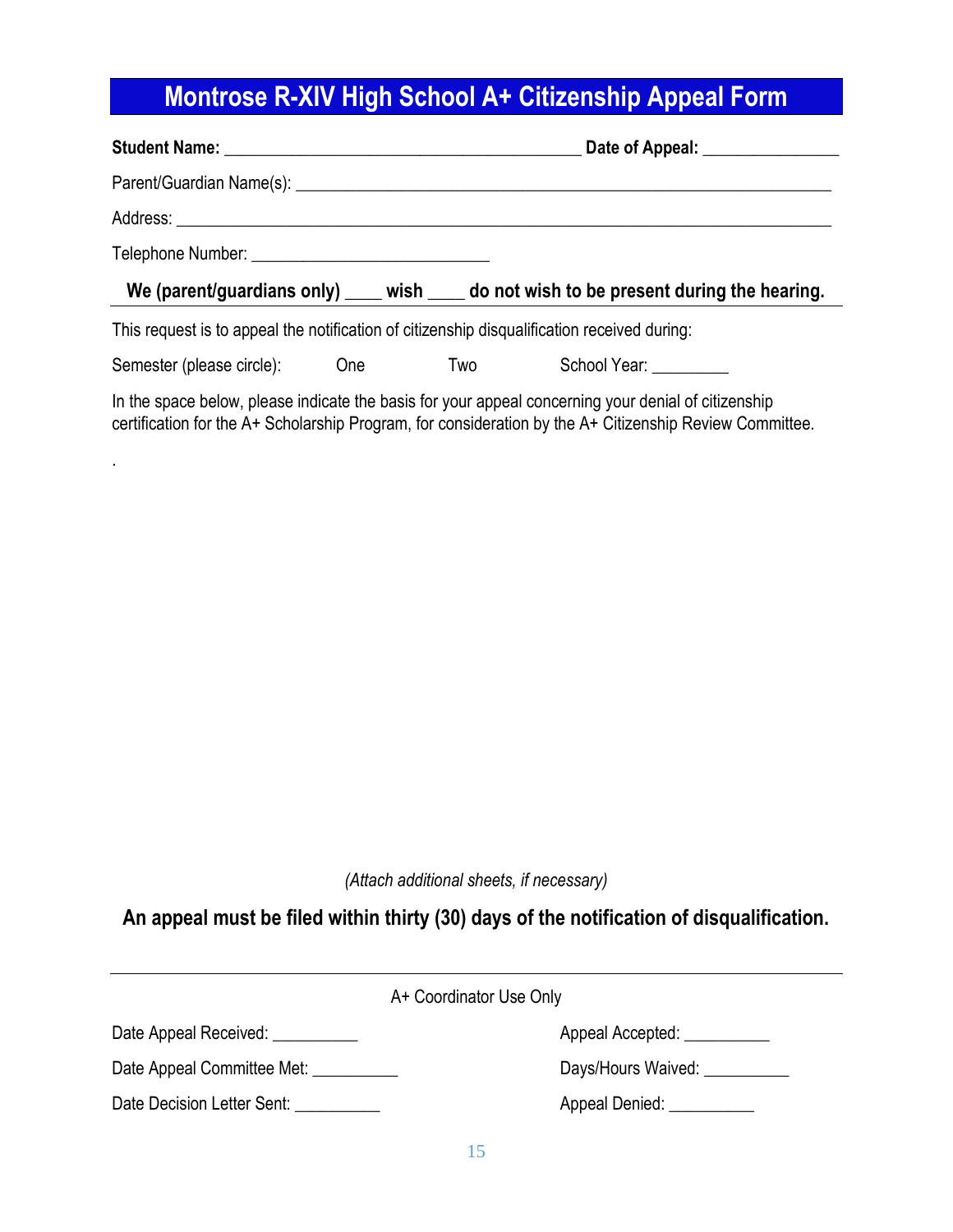# Montrose R-XIV High School A+ Citizenship Appeal Form

**Student Name:** ________________________________________ **Date of Appeal:** _______________

Parent/Guardian Name(s): ____________________________________________________________

Address: __________________________________________________________________________

Telephone Number: ___________________________

**We (parent/guardians only) ____ wish ____ do not wish to be present during the hearing.**

This request is to appeal the notification of citizenship disqualification received during:

Semester (please circle): One Two School Year: _________

In the space below, please indicate the basis for your appeal concerning your denial of citizenship certification for the A+ Scholarship Program, for consideration by the A+ Citizenship Review Committee.

.

*(Attach additional sheets, if necessary)*

**An appeal must be filed within thirty (30) days of the notification of disqualification.**

---

A+ Coordinator Use Only

Date Appeal Received: __________ Appeal Accepted: __________

Date Appeal Committee Met: __________ Days/Hours Waived: __________

Date Decision Letter Sent: __________ Appeal Denied: __________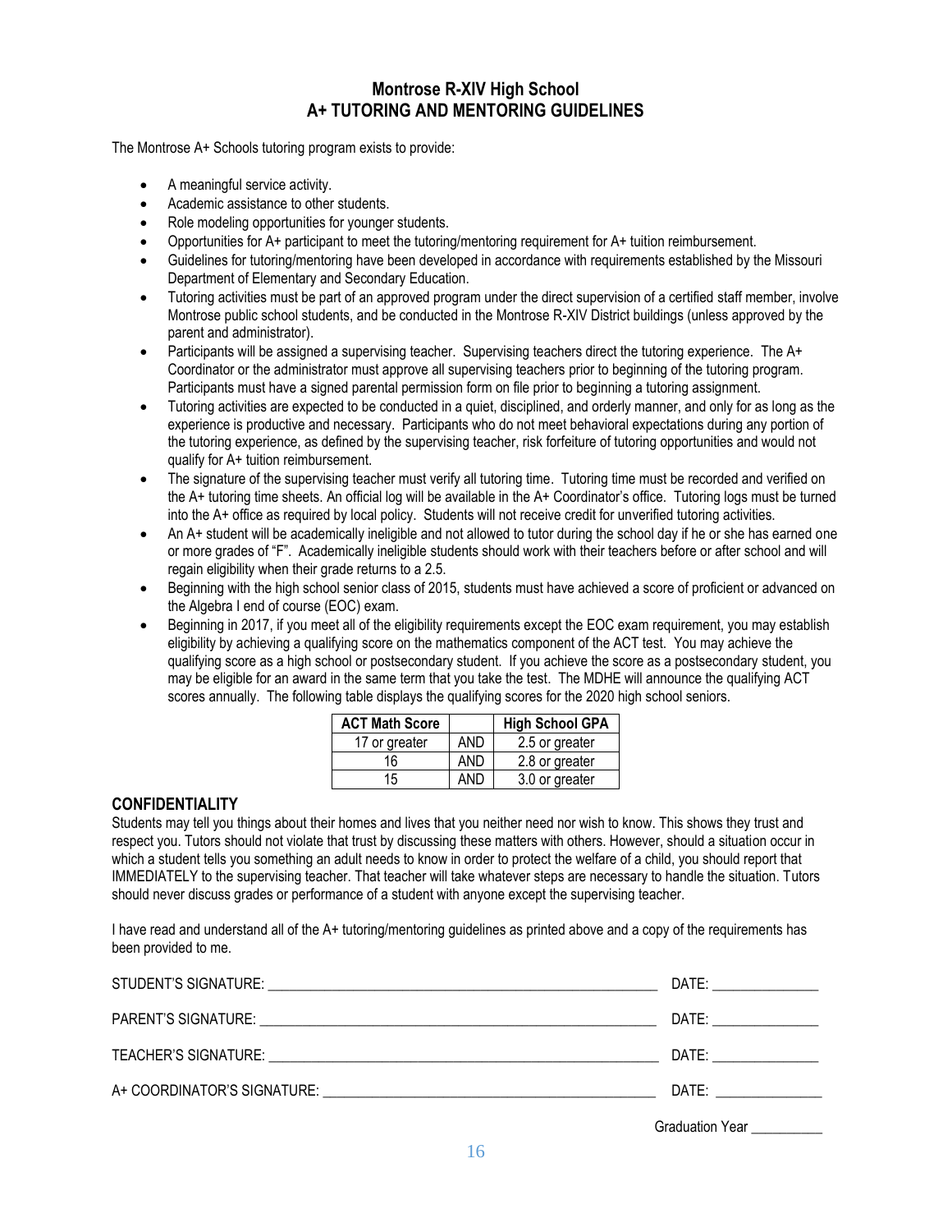# Montrose R-XIV High School
## A+ TUTORING AND MENTORING GUIDELINES

The Montrose A+ Schools tutoring program exists to provide:

- A meaningful service activity.
- Academic assistance to other students.
- Role modeling opportunities for younger students.
- Opportunities for A+ participant to meet the tutoring/mentoring requirement for A+ tuition reimbursement.
- Guidelines for tutoring/mentoring have been developed in accordance with requirements established by the Missouri Department of Elementary and Secondary Education.
- Tutoring activities must be part of an approved program under the direct supervision of a certified staff member, involve Montrose public school students, and be conducted in the Montrose R-XIV District buildings (unless approved by the parent and administrator).
- Participants will be assigned a supervising teacher. Supervising teachers direct the tutoring experience. The A+ Coordinator or the administrator must approve all supervising teachers prior to beginning of the tutoring program. Participants must have a signed parental permission form on file prior to beginning a tutoring assignment.
- Tutoring activities are expected to be conducted in a quiet, disciplined, and orderly manner, and only for as long as the experience is productive and necessary. Participants who do not meet behavioral expectations during any portion of the tutoring experience, as defined by the supervising teacher, risk forfeiture of tutoring opportunities and would not qualify for A+ tuition reimbursement.
- The signature of the supervising teacher must verify all tutoring time. Tutoring time must be recorded and verified on the A+ tutoring time sheets. An official log will be available in the A+ Coordinator's office. Tutoring logs must be turned into the A+ office as required by local policy. Students will not receive credit for unverified tutoring activities.
- An A+ student will be academically ineligible and not allowed to tutor during the school day if he or she has earned one or more grades of "F". Academically ineligible students should work with their teachers before or after school and will regain eligibility when their grade returns to a 2.5.
- Beginning with the high school senior class of 2015, students must have achieved a score of proficient or advanced on the Algebra I end of course (EOC) exam.
- Beginning in 2017, if you meet all of the eligibility requirements except the EOC exam requirement, you may establish eligibility by achieving a qualifying score on the mathematics component of the ACT test. You may achieve the qualifying score as a high school or postsecondary student. If you achieve the score as a postsecondary student, you may be eligible for an award in the same term that you take the test. The MDHE will announce the qualifying ACT scores annually. The following table displays the qualifying scores for the 2020 high school seniors.

| ACT Math Score | | High School GPA |
|---|---|---|
| 17 or greater | AND | 2.5 or greater |
| 16 | AND | 2.8 or greater |
| 15 | AND | 3.0 or greater |

### CONFIDENTIALITY

Students may tell you things about their homes and lives that you neither need nor wish to know. This shows they trust and respect you. Tutors should not violate that trust by discussing these matters with others. However, should a situation occur in which a student tells you something an adult needs to know in order to protect the welfare of a child, you should report that IMMEDIATELY to the supervising teacher. That teacher will take whatever steps are necessary to handle the situation. Tutors should never discuss grades or performance of a student with anyone except the supervising teacher.

I have read and understand all of the A+ tutoring/mentoring guidelines as printed above and a copy of the requirements has been provided to me.

STUDENT'S SIGNATURE: ______________________________ DATE: ______________

PARENT'S SIGNATURE: ______________________________ DATE: ______________

TEACHER'S SIGNATURE: ______________________________ DATE: ______________

A+ COORDINATOR'S SIGNATURE: ______________________________ DATE: ______________

Graduation Year __________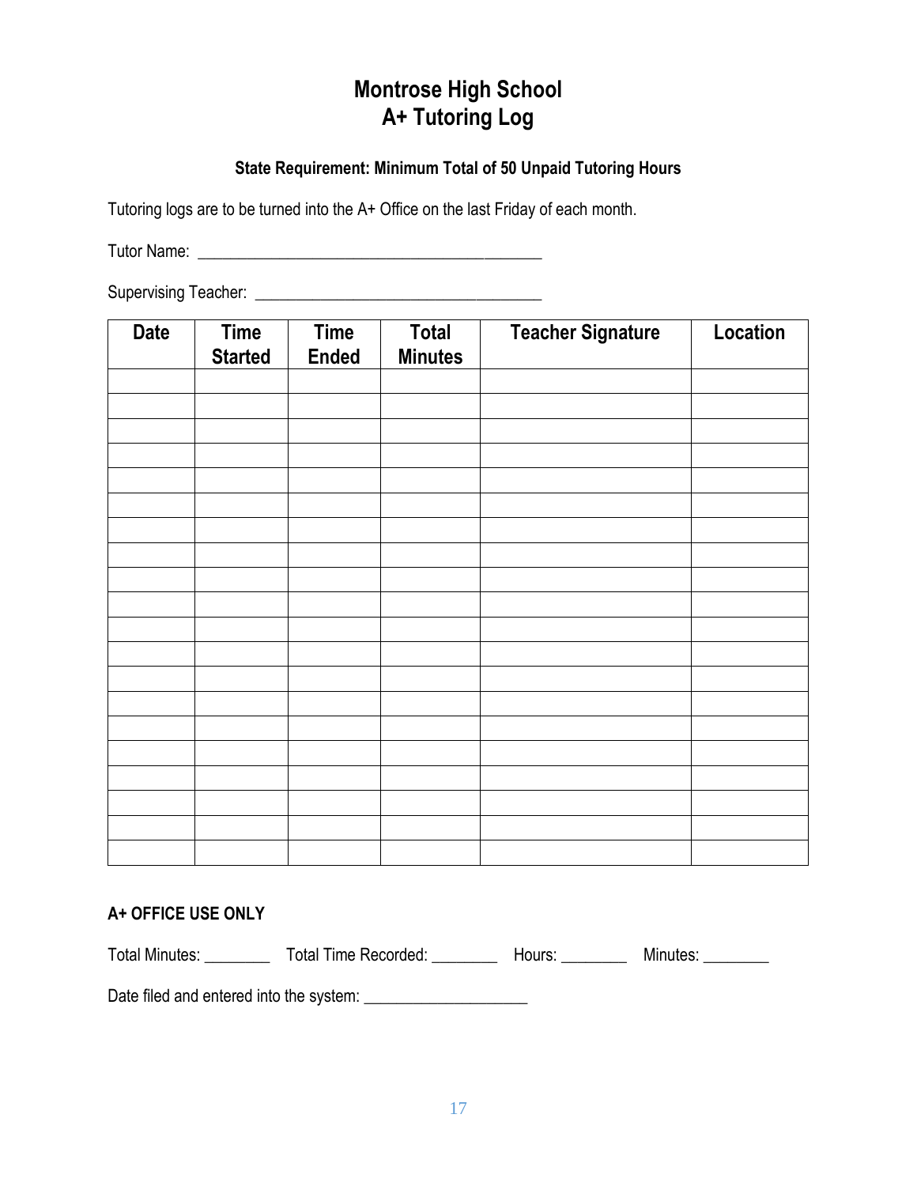# Montrose High School
# A+ Tutoring Log

### State Requirement: Minimum Total of 50 Unpaid Tutoring Hours

Tutoring logs are to be turned into the A+ Office on the last Friday of each month.

Tutor Name: ________________________________________

Supervising Teacher: _________________________________

| Date | Time Started | Time Ended | Total Minutes | Teacher Signature | Location |
|---|---|---|---|---|---|
| | | | | | |
| | | | | | |
| | | | | | |
| | | | | | |
| | | | | | |
| | | | | | |
| | | | | | |
| | | | | | |
| | | | | | |
| | | | | | |
| | | | | | |
| | | | | | |
| | | | | | |
| | | | | | |
| | | | | | |
| | | | | | |
| | | | | | |
| | | | | | |
| | | | | | |
| | | | | | |

**A+ OFFICE USE ONLY**

Total Minutes: ________ Total Time Recorded: ________ Hours: ________ Minutes: ________

Date filed and entered into the system: ____________________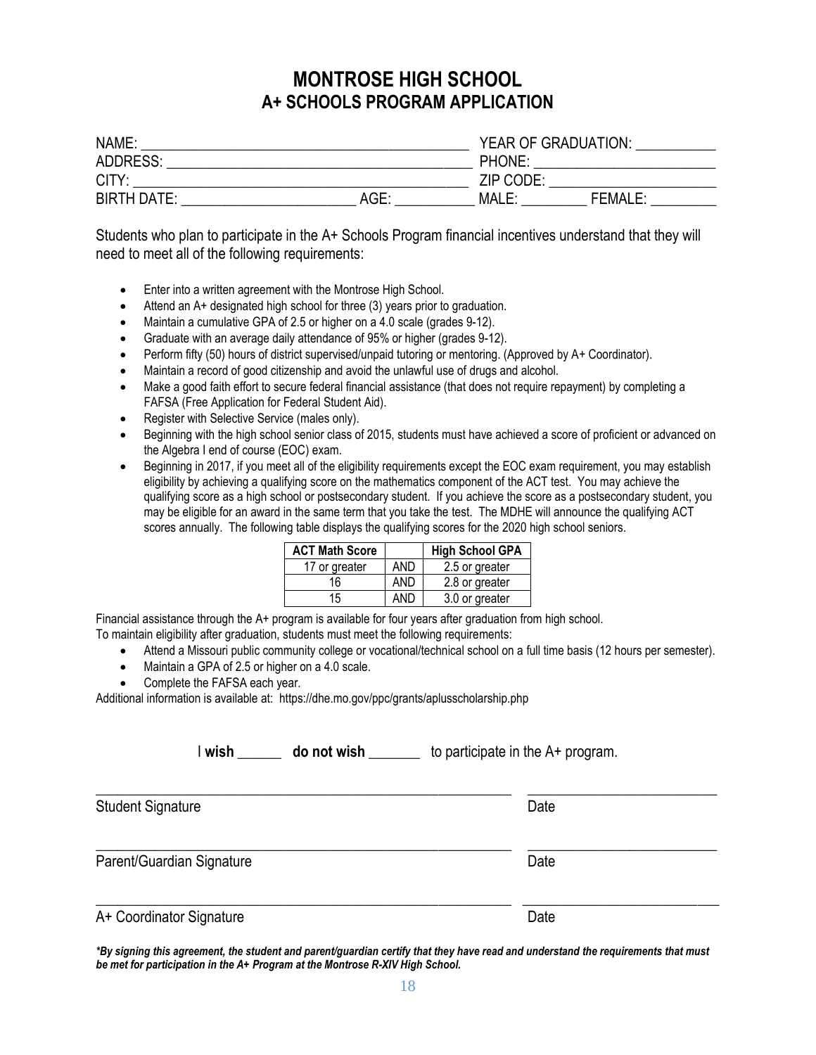# MONTROSE HIGH SCHOOL
## A+ SCHOOLS PROGRAM APPLICATION

NAME: ____________________________________________ YEAR OF GRADUATION: ___________
ADDRESS: __________________________________________ PHONE: _________________________
CITY: ______________________________________________ ZIP CODE: ______________________
BIRTH DATE: _______________________ AGE: ___________ MALE: _________ FEMALE: _________

Students who plan to participate in the A+ Schools Program financial incentives understand that they will need to meet all of the following requirements:

- Enter into a written agreement with the Montrose High School.
- Attend an A+ designated high school for three (3) years prior to graduation.
- Maintain a cumulative GPA of 2.5 or higher on a 4.0 scale (grades 9-12).
- Graduate with an average daily attendance of 95% or higher (grades 9-12).
- Perform fifty (50) hours of district supervised/unpaid tutoring or mentoring. (Approved by A+ Coordinator).
- Maintain a record of good citizenship and avoid the unlawful use of drugs and alcohol.
- Make a good faith effort to secure federal financial assistance (that does not require repayment) by completing a FAFSA (Free Application for Federal Student Aid).
- Register with Selective Service (males only).
- Beginning with the high school senior class of 2015, students must have achieved a score of proficient or advanced on the Algebra I end of course (EOC) exam.
- Beginning in 2017, if you meet all of the eligibility requirements except the EOC exam requirement, you may establish eligibility by achieving a qualifying score on the mathematics component of the ACT test. You may achieve the qualifying score as a high school or postsecondary student. If you achieve the score as a postsecondary student, you may be eligible for an award in the same term that you take the test. The MDHE will announce the qualifying ACT scores annually. The following table displays the qualifying scores for the 2020 high school seniors.

| ACT Math Score | | High School GPA |
|---|---|---|
| 17 or greater | AND | 2.5 or greater |
| 16 | AND | 2.8 or greater |
| 15 | AND | 3.0 or greater |

Financial assistance through the A+ program is available for four years after graduation from high school.
To maintain eligibility after graduation, students must meet the following requirements:

- Attend a Missouri public community college or vocational/technical school on a full time basis (12 hours per semester).
- Maintain a GPA of 2.5 or higher on a 4.0 scale.
- Complete the FAFSA each year.

Additional information is available at: https://dhe.mo.gov/ppc/grants/aplusscholarship.php

I **wish** ______ **do not wish** _______ to participate in the A+ program.

_________________________________________________________ _________________________
Student Signature Date

_________________________________________________________ _________________________
Parent/Guardian Signature Date

_________________________________________________________ _________________________
A+ Coordinator Signature Date

***By signing this agreement, the student and parent/guardian certify that they have read and understand the requirements that must be met for participation in the A+ Program at the Montrose R-XIV High School.***